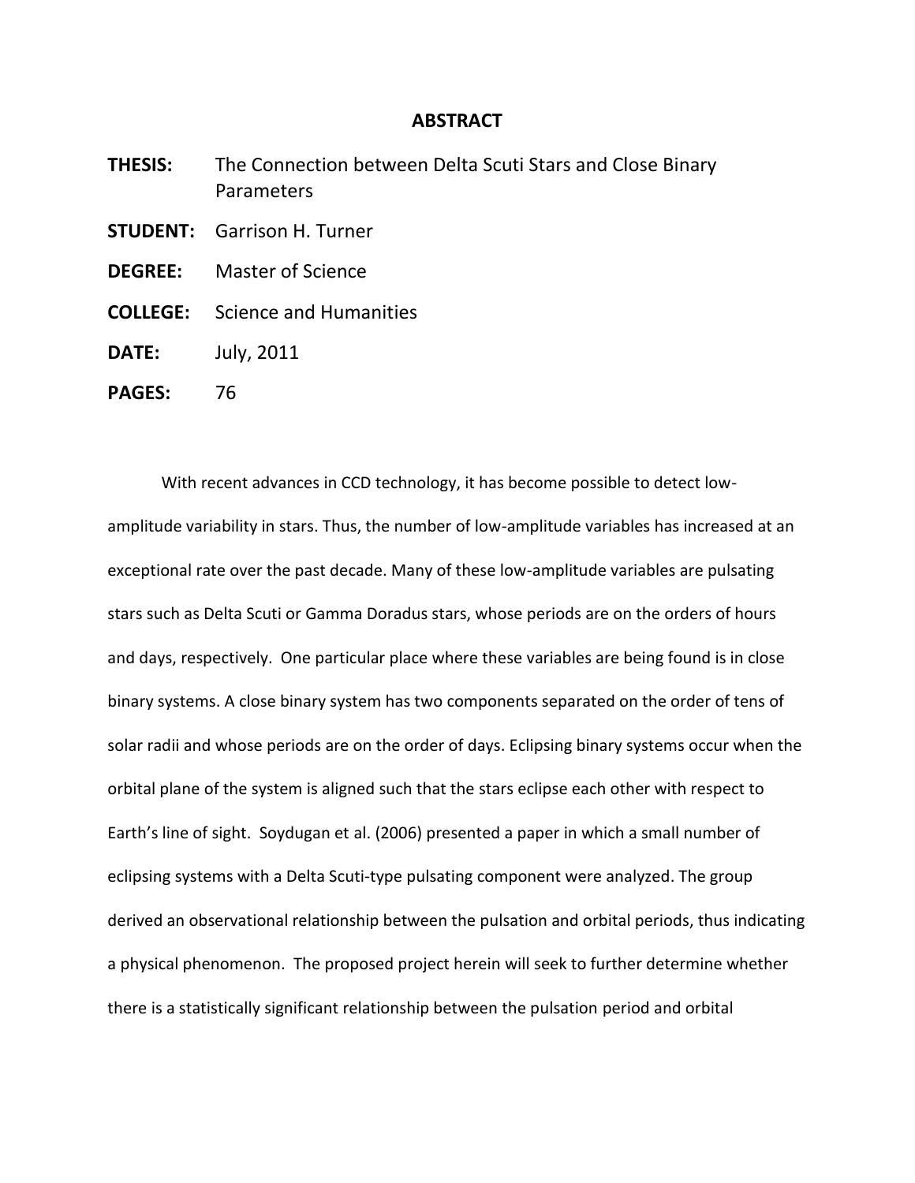## ABSTRACT

**THESIS:** The Connection between Delta Scuti Stars and Close Binary Parameters

**STUDENT:** Garrison H. Turner

**DEGREE:** Master of Science

**COLLEGE:** Science and Humanities

**DATE:** July, 2011

**PAGES:** 76

With recent advances in CCD technology, it has become possible to detect low-amplitude variability in stars. Thus, the number of low-amplitude variables has increased at an exceptional rate over the past decade. Many of these low-amplitude variables are pulsating stars such as Delta Scuti or Gamma Doradus stars, whose periods are on the orders of hours and days, respectively. One particular place where these variables are being found is in close binary systems. A close binary system has two components separated on the order of tens of solar radii and whose periods are on the order of days. Eclipsing binary systems occur when the orbital plane of the system is aligned such that the stars eclipse each other with respect to Earth's line of sight. Soydugan et al. (2006) presented a paper in which a small number of eclipsing systems with a Delta Scuti-type pulsating component were analyzed. The group derived an observational relationship between the pulsation and orbital periods, thus indicating a physical phenomenon. The proposed project herein will seek to further determine whether there is a statistically significant relationship between the pulsation period and orbital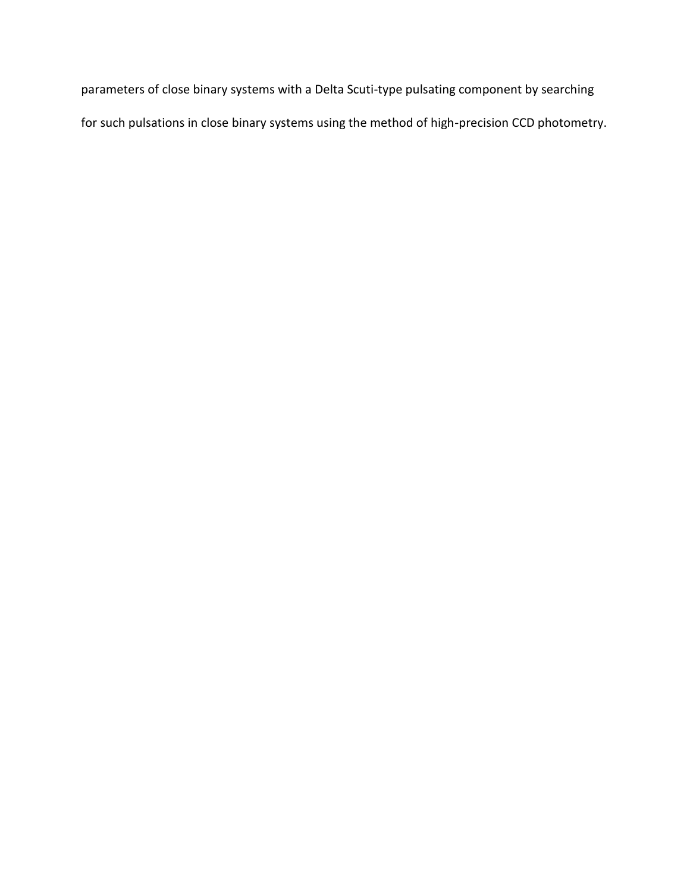parameters of close binary systems with a Delta Scuti-type pulsating component by searching for such pulsations in close binary systems using the method of high-precision CCD photometry.